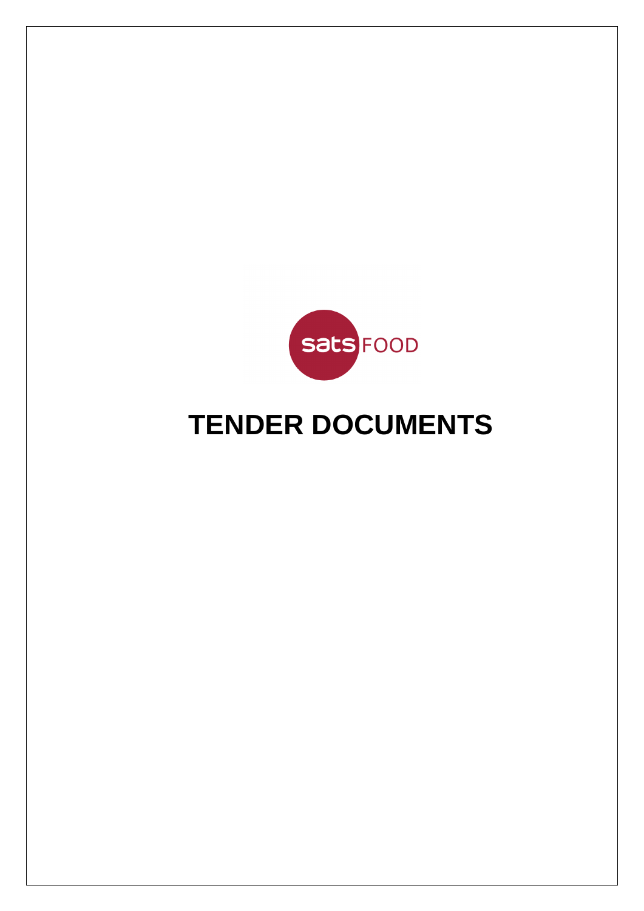sats FOOD

# TENDER DOCUMENTS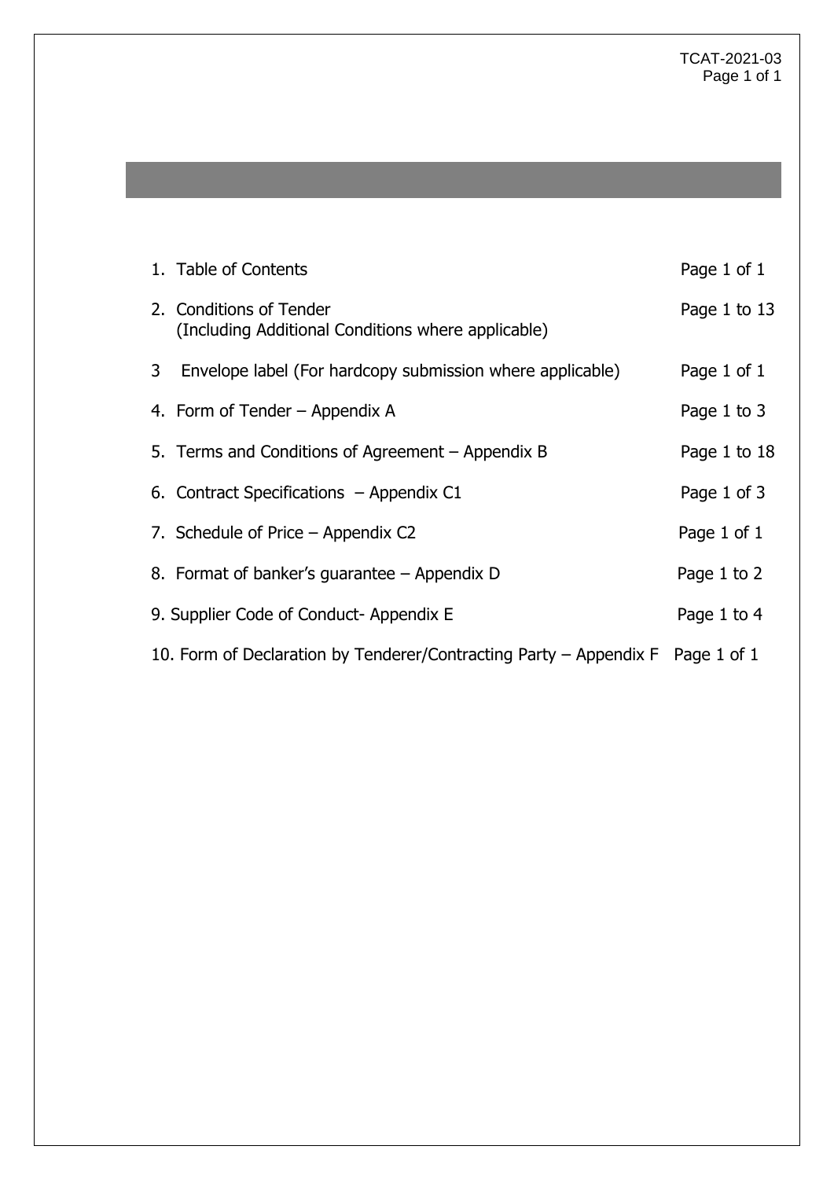| | |
|---|---|
| 1. Table of Contents | Page 1 of 1 |
| 2. Conditions of Tender (Including Additional Conditions where applicable) | Page 1 to 13 |
| 3 Envelope label (For hardcopy submission where applicable) | Page 1 of 1 |
| 4. Form of Tender – Appendix A | Page 1 to 3 |
| 5. Terms and Conditions of Agreement – Appendix B | Page 1 to 18 |
| 6. Contract Specifications – Appendix C1 | Page 1 of 3 |
| 7. Schedule of Price – Appendix C2 | Page 1 of 1 |
| 8. Format of banker's guarantee – Appendix D | Page 1 to 2 |
| 9. Supplier Code of Conduct- Appendix E | Page 1 to 4 |
| 10. Form of Declaration by Tenderer/Contracting Party – Appendix F | Page 1 of 1 |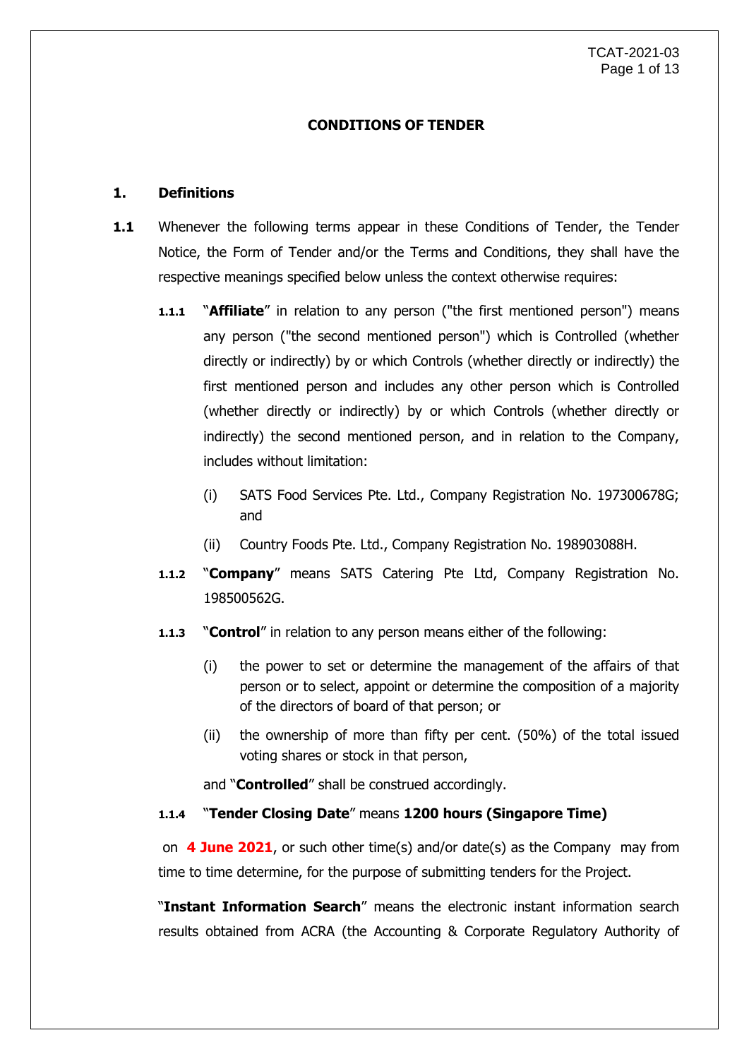## CONDITIONS OF TENDER

### 1. Definitions

**1.1** Whenever the following terms appear in these Conditions of Tender, the Tender Notice, the Form of Tender and/or the Terms and Conditions, they shall have the respective meanings specified below unless the context otherwise requires:

**1.1.1** "**Affiliate**" in relation to any person ("the first mentioned person") means any person ("the second mentioned person") which is Controlled (whether directly or indirectly) by or which Controls (whether directly or indirectly) the first mentioned person and includes any other person which is Controlled (whether directly or indirectly) by or which Controls (whether directly or indirectly) the second mentioned person, and in relation to the Company, includes without limitation:

(i) SATS Food Services Pte. Ltd., Company Registration No. 197300678G; and

(ii) Country Foods Pte. Ltd., Company Registration No. 198903088H.

**1.1.2** "**Company**" means SATS Catering Pte Ltd, Company Registration No. 198500562G.

**1.1.3** "**Control**" in relation to any person means either of the following:

(i) the power to set or determine the management of the affairs of that person or to select, appoint or determine the composition of a majority of the directors of board of that person; or

(ii) the ownership of more than fifty per cent. (50%) of the total issued voting shares or stock in that person,

and "**Controlled**" shall be construed accordingly.

**1.1.4** "**Tender Closing Date**" means **1200 hours (Singapore Time)** on **4 June 2021**, or such other time(s) and/or date(s) as the Company may from time to time determine, for the purpose of submitting tenders for the Project.

"**Instant Information Search**" means the electronic instant information search results obtained from ACRA (the Accounting & Corporate Regulatory Authority of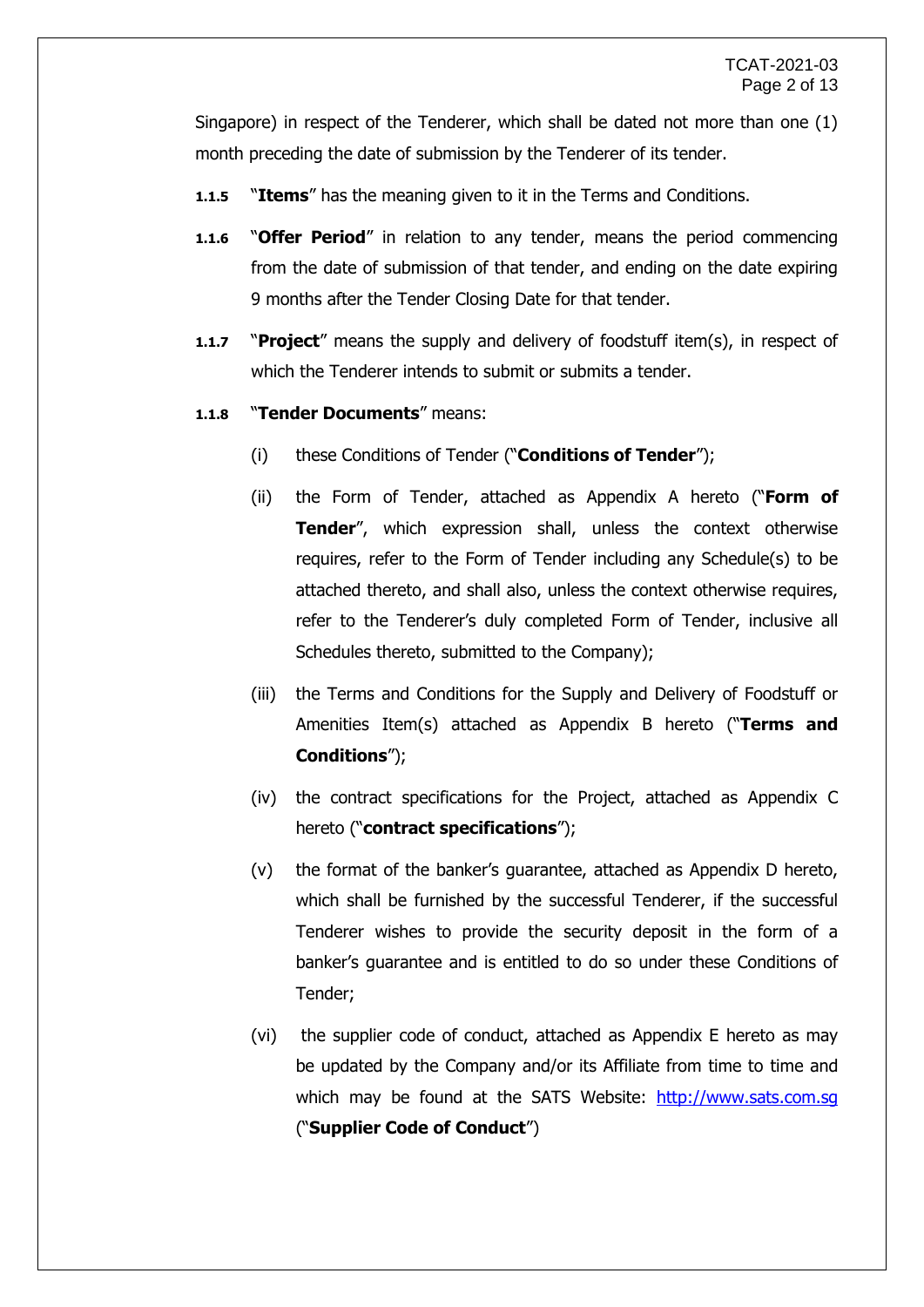Singapore) in respect of the Tenderer, which shall be dated not more than one (1) month preceding the date of submission by the Tenderer of its tender.

**1.1.5** "**Items**" has the meaning given to it in the Terms and Conditions.

**1.1.6** "**Offer Period**" in relation to any tender, means the period commencing from the date of submission of that tender, and ending on the date expiring 9 months after the Tender Closing Date for that tender.

**1.1.7** "**Project**" means the supply and delivery of foodstuff item(s), in respect of which the Tenderer intends to submit or submits a tender.

**1.1.8** "**Tender Documents**" means:

(i) these Conditions of Tender ("**Conditions of Tender**");

(ii) the Form of Tender, attached as Appendix A hereto ("**Form of Tender**", which expression shall, unless the context otherwise requires, refer to the Form of Tender including any Schedule(s) to be attached thereto, and shall also, unless the context otherwise requires, refer to the Tenderer's duly completed Form of Tender, inclusive all Schedules thereto, submitted to the Company);

(iii) the Terms and Conditions for the Supply and Delivery of Foodstuff or Amenities Item(s) attached as Appendix B hereto ("**Terms and Conditions**");

(iv) the contract specifications for the Project, attached as Appendix C hereto ("**contract specifications**");

(v) the format of the banker's guarantee, attached as Appendix D hereto, which shall be furnished by the successful Tenderer, if the successful Tenderer wishes to provide the security deposit in the form of a banker's guarantee and is entitled to do so under these Conditions of Tender;

(vi) the supplier code of conduct, attached as Appendix E hereto as may be updated by the Company and/or its Affiliate from time to time and which may be found at the SATS Website: [http://www.sats.com.sg](http://www.sats.com.sg) ("**Supplier Code of Conduct**")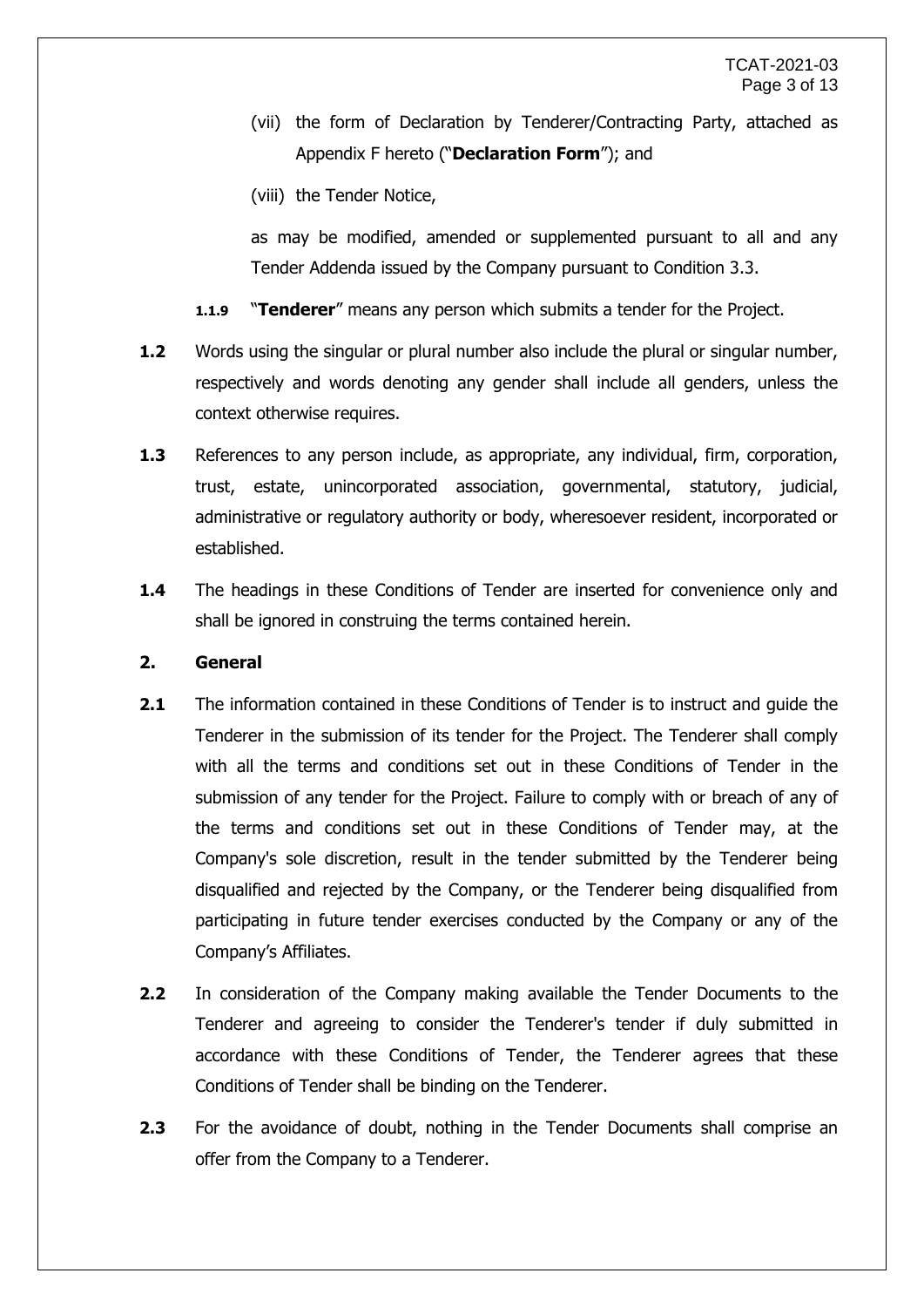(vii) the form of Declaration by Tenderer/Contracting Party, attached as Appendix F hereto ("**Declaration Form**"); and

(viii) the Tender Notice,

as may be modified, amended or supplemented pursuant to all and any Tender Addenda issued by the Company pursuant to Condition 3.3.

**1.1.9** "**Tenderer**" means any person which submits a tender for the Project.

**1.2** Words using the singular or plural number also include the plural or singular number, respectively and words denoting any gender shall include all genders, unless the context otherwise requires.

**1.3** References to any person include, as appropriate, any individual, firm, corporation, trust, estate, unincorporated association, governmental, statutory, judicial, administrative or regulatory authority or body, wheresoever resident, incorporated or established.

**1.4** The headings in these Conditions of Tender are inserted for convenience only and shall be ignored in construing the terms contained herein.

## 2. General

**2.1** The information contained in these Conditions of Tender is to instruct and guide the Tenderer in the submission of its tender for the Project. The Tenderer shall comply with all the terms and conditions set out in these Conditions of Tender in the submission of any tender for the Project. Failure to comply with or breach of any of the terms and conditions set out in these Conditions of Tender may, at the Company's sole discretion, result in the tender submitted by the Tenderer being disqualified and rejected by the Company, or the Tenderer being disqualified from participating in future tender exercises conducted by the Company or any of the Company's Affiliates.

**2.2** In consideration of the Company making available the Tender Documents to the Tenderer and agreeing to consider the Tenderer's tender if duly submitted in accordance with these Conditions of Tender, the Tenderer agrees that these Conditions of Tender shall be binding on the Tenderer.

**2.3** For the avoidance of doubt, nothing in the Tender Documents shall comprise an offer from the Company to a Tenderer.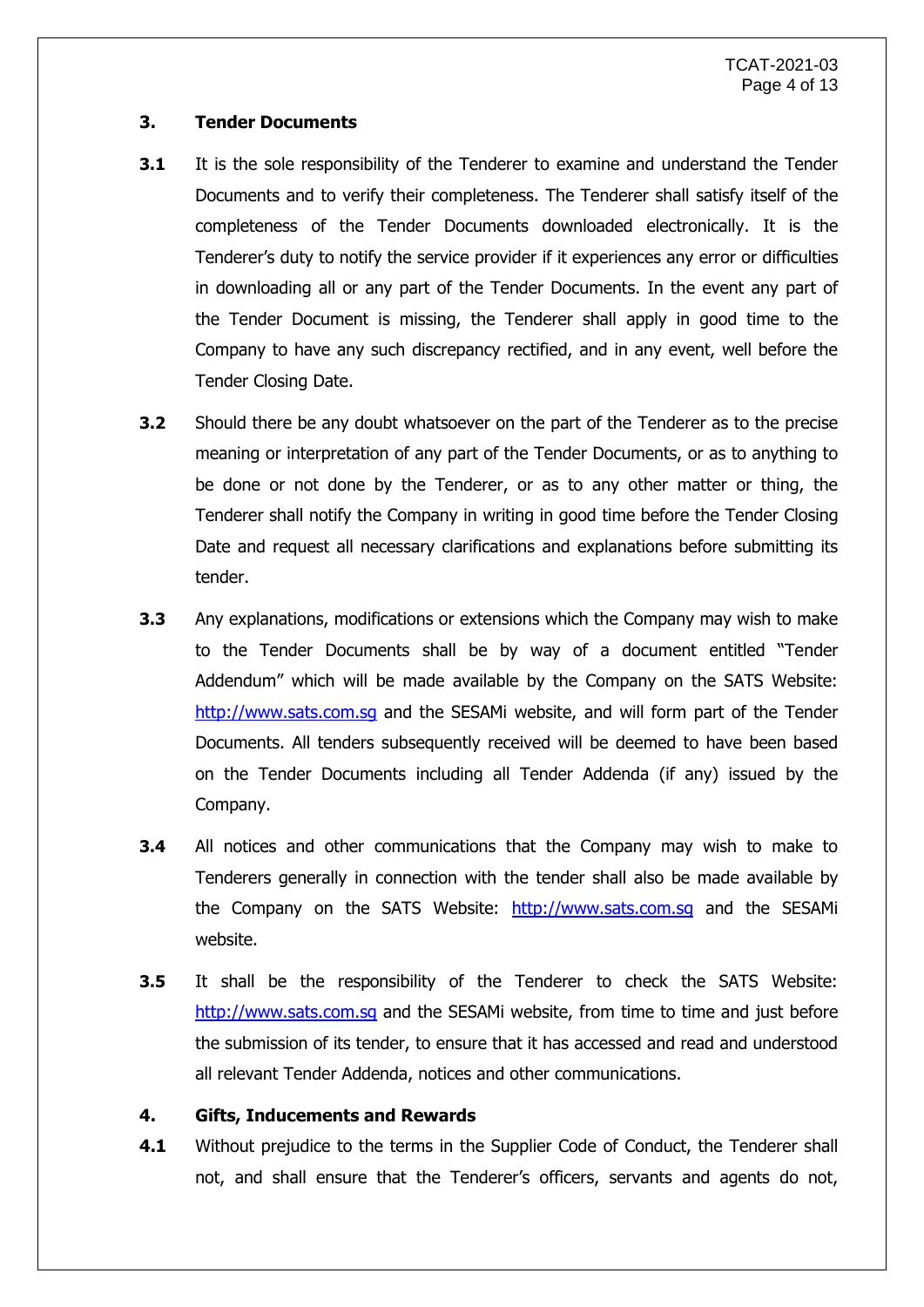## 3. Tender Documents

**3.1** It is the sole responsibility of the Tenderer to examine and understand the Tender Documents and to verify their completeness. The Tenderer shall satisfy itself of the completeness of the Tender Documents downloaded electronically. It is the Tenderer's duty to notify the service provider if it experiences any error or difficulties in downloading all or any part of the Tender Documents. In the event any part of the Tender Document is missing, the Tenderer shall apply in good time to the Company to have any such discrepancy rectified, and in any event, well before the Tender Closing Date.

**3.2** Should there be any doubt whatsoever on the part of the Tenderer as to the precise meaning or interpretation of any part of the Tender Documents, or as to anything to be done or not done by the Tenderer, or as to any other matter or thing, the Tenderer shall notify the Company in writing in good time before the Tender Closing Date and request all necessary clarifications and explanations before submitting its tender.

**3.3** Any explanations, modifications or extensions which the Company may wish to make to the Tender Documents shall be by way of a document entitled "Tender Addendum" which will be made available by the Company on the SATS Website: http://www.sats.com.sg and the SESAMi website, and will form part of the Tender Documents. All tenders subsequently received will be deemed to have been based on the Tender Documents including all Tender Addenda (if any) issued by the Company.

**3.4** All notices and other communications that the Company may wish to make to Tenderers generally in connection with the tender shall also be made available by the Company on the SATS Website: http://www.sats.com.sg and the SESAMi website.

**3.5** It shall be the responsibility of the Tenderer to check the SATS Website: http://www.sats.com.sg and the SESAMi website, from time to time and just before the submission of its tender, to ensure that it has accessed and read and understood all relevant Tender Addenda, notices and other communications.

## 4. Gifts, Inducements and Rewards

**4.1** Without prejudice to the terms in the Supplier Code of Conduct, the Tenderer shall not, and shall ensure that the Tenderer's officers, servants and agents do not,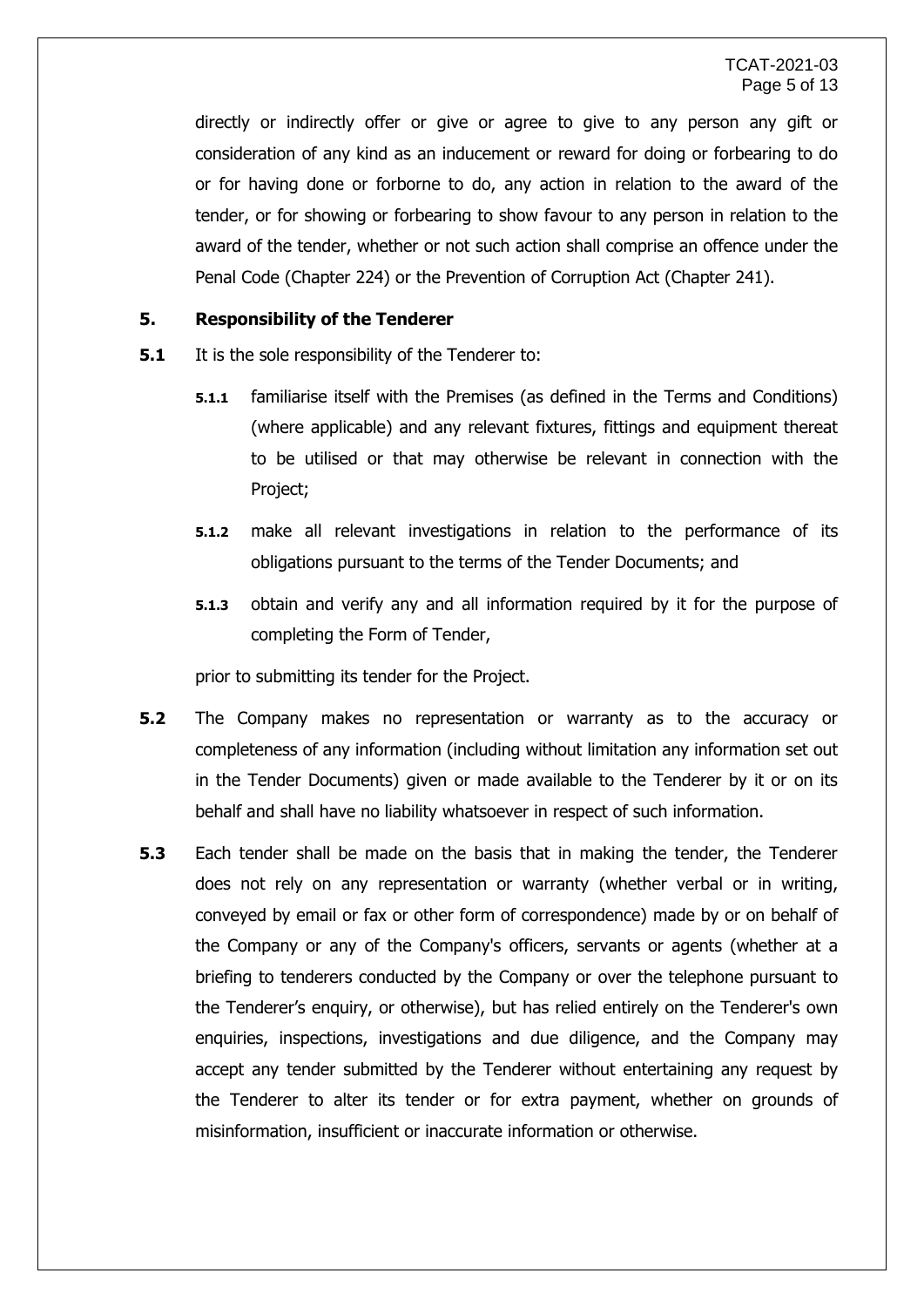directly or indirectly offer or give or agree to give to any person any gift or consideration of any kind as an inducement or reward for doing or forbearing to do or for having done or forborne to do, any action in relation to the award of the tender, or for showing or forbearing to show favour to any person in relation to the award of the tender, whether or not such action shall comprise an offence under the Penal Code (Chapter 224) or the Prevention of Corruption Act (Chapter 241).

## 5. Responsibility of the Tenderer

**5.1** It is the sole responsibility of the Tenderer to:

**5.1.1** familiarise itself with the Premises (as defined in the Terms and Conditions) (where applicable) and any relevant fixtures, fittings and equipment thereat to be utilised or that may otherwise be relevant in connection with the Project;

**5.1.2** make all relevant investigations in relation to the performance of its obligations pursuant to the terms of the Tender Documents; and

**5.1.3** obtain and verify any and all information required by it for the purpose of completing the Form of Tender,

prior to submitting its tender for the Project.

**5.2** The Company makes no representation or warranty as to the accuracy or completeness of any information (including without limitation any information set out in the Tender Documents) given or made available to the Tenderer by it or on its behalf and shall have no liability whatsoever in respect of such information.

**5.3** Each tender shall be made on the basis that in making the tender, the Tenderer does not rely on any representation or warranty (whether verbal or in writing, conveyed by email or fax or other form of correspondence) made by or on behalf of the Company or any of the Company's officers, servants or agents (whether at a briefing to tenderers conducted by the Company or over the telephone pursuant to the Tenderer's enquiry, or otherwise), but has relied entirely on the Tenderer's own enquiries, inspections, investigations and due diligence, and the Company may accept any tender submitted by the Tenderer without entertaining any request by the Tenderer to alter its tender or for extra payment, whether on grounds of misinformation, insufficient or inaccurate information or otherwise.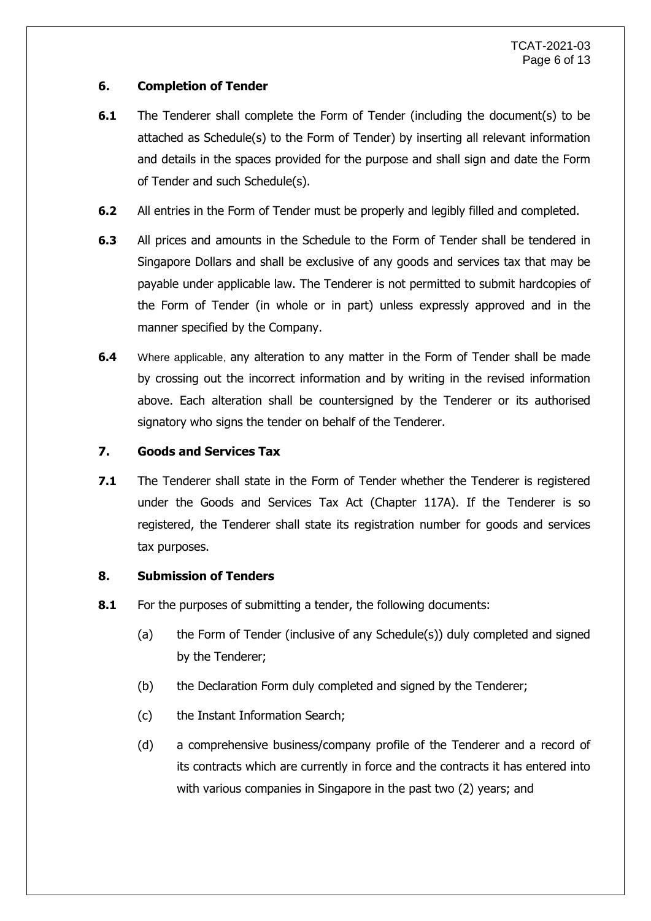## 6. Completion of Tender

**6.1** The Tenderer shall complete the Form of Tender (including the document(s) to be attached as Schedule(s) to the Form of Tender) by inserting all relevant information and details in the spaces provided for the purpose and shall sign and date the Form of Tender and such Schedule(s).

**6.2** All entries in the Form of Tender must be properly and legibly filled and completed.

**6.3** All prices and amounts in the Schedule to the Form of Tender shall be tendered in Singapore Dollars and shall be exclusive of any goods and services tax that may be payable under applicable law. The Tenderer is not permitted to submit hardcopies of the Form of Tender (in whole or in part) unless expressly approved and in the manner specified by the Company.

**6.4** Where applicable, any alteration to any matter in the Form of Tender shall be made by crossing out the incorrect information and by writing in the revised information above. Each alteration shall be countersigned by the Tenderer or its authorised signatory who signs the tender on behalf of the Tenderer.

## 7. Goods and Services Tax

**7.1** The Tenderer shall state in the Form of Tender whether the Tenderer is registered under the Goods and Services Tax Act (Chapter 117A). If the Tenderer is so registered, the Tenderer shall state its registration number for goods and services tax purposes.

## 8. Submission of Tenders

**8.1** For the purposes of submitting a tender, the following documents:

(a) the Form of Tender (inclusive of any Schedule(s)) duly completed and signed by the Tenderer;

(b) the Declaration Form duly completed and signed by the Tenderer;

(c) the Instant Information Search;

(d) a comprehensive business/company profile of the Tenderer and a record of its contracts which are currently in force and the contracts it has entered into with various companies in Singapore in the past two (2) years; and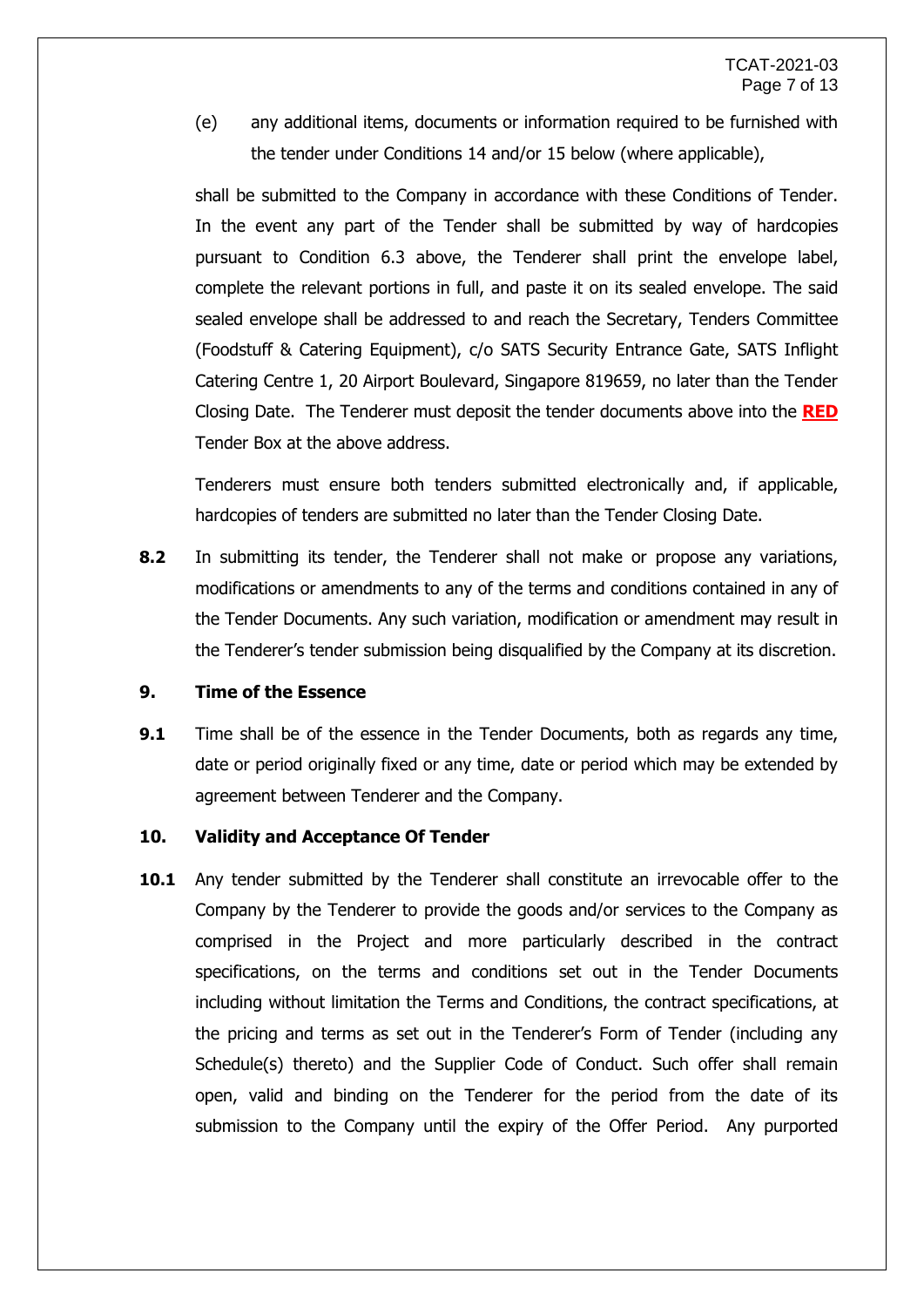(e) any additional items, documents or information required to be furnished with the tender under Conditions 14 and/or 15 below (where applicable),

shall be submitted to the Company in accordance with these Conditions of Tender. In the event any part of the Tender shall be submitted by way of hardcopies pursuant to Condition 6.3 above, the Tenderer shall print the envelope label, complete the relevant portions in full, and paste it on its sealed envelope. The said sealed envelope shall be addressed to and reach the Secretary, Tenders Committee (Foodstuff & Catering Equipment), c/o SATS Security Entrance Gate, SATS Inflight Catering Centre 1, 20 Airport Boulevard, Singapore 819659, no later than the Tender Closing Date. The Tenderer must deposit the tender documents above into the **RED** Tender Box at the above address.

Tenderers must ensure both tenders submitted electronically and, if applicable, hardcopies of tenders are submitted no later than the Tender Closing Date.

**8.2** In submitting its tender, the Tenderer shall not make or propose any variations, modifications or amendments to any of the terms and conditions contained in any of the Tender Documents. Any such variation, modification or amendment may result in the Tenderer's tender submission being disqualified by the Company at its discretion.

## 9. Time of the Essence

**9.1** Time shall be of the essence in the Tender Documents, both as regards any time, date or period originally fixed or any time, date or period which may be extended by agreement between Tenderer and the Company.

## 10. Validity and Acceptance Of Tender

**10.1** Any tender submitted by the Tenderer shall constitute an irrevocable offer to the Company by the Tenderer to provide the goods and/or services to the Company as comprised in the Project and more particularly described in the contract specifications, on the terms and conditions set out in the Tender Documents including without limitation the Terms and Conditions, the contract specifications, at the pricing and terms as set out in the Tenderer's Form of Tender (including any Schedule(s) thereto) and the Supplier Code of Conduct. Such offer shall remain open, valid and binding on the Tenderer for the period from the date of its submission to the Company until the expiry of the Offer Period. Any purported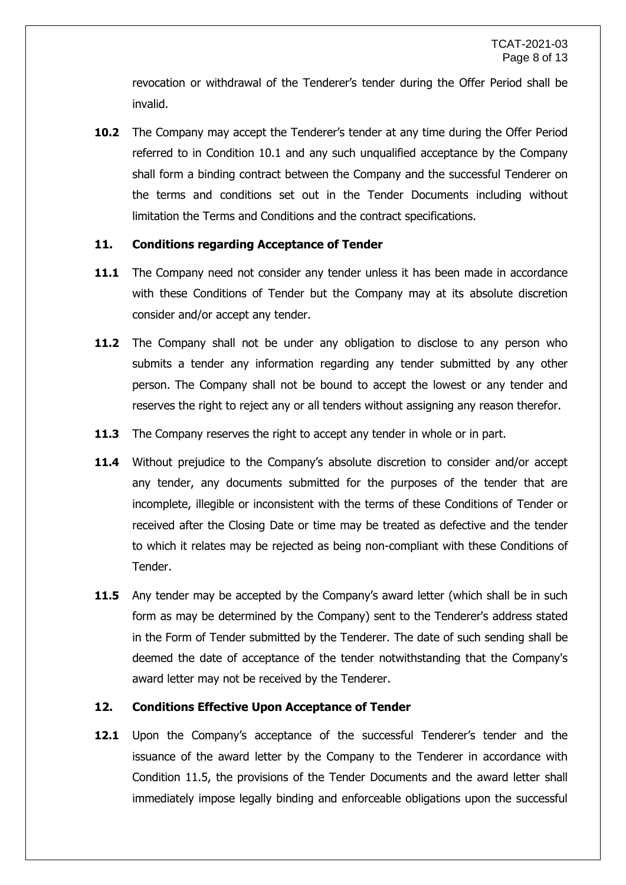revocation or withdrawal of the Tenderer's tender during the Offer Period shall be invalid.

**10.2** The Company may accept the Tenderer's tender at any time during the Offer Period referred to in Condition 10.1 and any such unqualified acceptance by the Company shall form a binding contract between the Company and the successful Tenderer on the terms and conditions set out in the Tender Documents including without limitation the Terms and Conditions and the contract specifications.

### 11. Conditions regarding Acceptance of Tender

**11.1** The Company need not consider any tender unless it has been made in accordance with these Conditions of Tender but the Company may at its absolute discretion consider and/or accept any tender.

**11.2** The Company shall not be under any obligation to disclose to any person who submits a tender any information regarding any tender submitted by any other person. The Company shall not be bound to accept the lowest or any tender and reserves the right to reject any or all tenders without assigning any reason therefor.

**11.3** The Company reserves the right to accept any tender in whole or in part.

**11.4** Without prejudice to the Company's absolute discretion to consider and/or accept any tender, any documents submitted for the purposes of the tender that are incomplete, illegible or inconsistent with the terms of these Conditions of Tender or received after the Closing Date or time may be treated as defective and the tender to which it relates may be rejected as being non-compliant with these Conditions of Tender.

**11.5** Any tender may be accepted by the Company's award letter (which shall be in such form as may be determined by the Company) sent to the Tenderer's address stated in the Form of Tender submitted by the Tenderer. The date of such sending shall be deemed the date of acceptance of the tender notwithstanding that the Company's award letter may not be received by the Tenderer.

### 12. Conditions Effective Upon Acceptance of Tender

**12.1** Upon the Company's acceptance of the successful Tenderer's tender and the issuance of the award letter by the Company to the Tenderer in accordance with Condition 11.5, the provisions of the Tender Documents and the award letter shall immediately impose legally binding and enforceable obligations upon the successful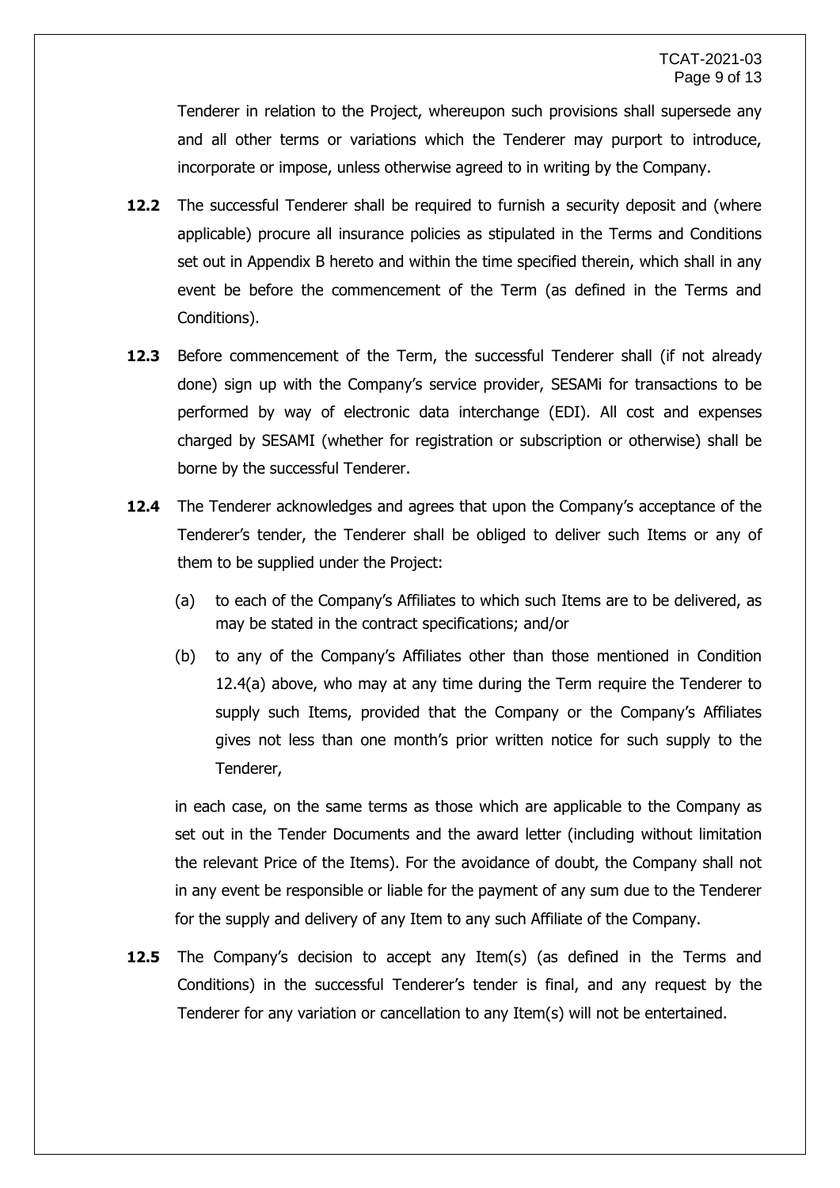Tenderer in relation to the Project, whereupon such provisions shall supersede any and all other terms or variations which the Tenderer may purport to introduce, incorporate or impose, unless otherwise agreed to in writing by the Company.

**12.2** The successful Tenderer shall be required to furnish a security deposit and (where applicable) procure all insurance policies as stipulated in the Terms and Conditions set out in Appendix B hereto and within the time specified therein, which shall in any event be before the commencement of the Term (as defined in the Terms and Conditions).

**12.3** Before commencement of the Term, the successful Tenderer shall (if not already done) sign up with the Company's service provider, SESAMi for transactions to be performed by way of electronic data interchange (EDI). All cost and expenses charged by SESAMI (whether for registration or subscription or otherwise) shall be borne by the successful Tenderer.

**12.4** The Tenderer acknowledges and agrees that upon the Company's acceptance of the Tenderer's tender, the Tenderer shall be obliged to deliver such Items or any of them to be supplied under the Project:

(a) to each of the Company's Affiliates to which such Items are to be delivered, as may be stated in the contract specifications; and/or

(b) to any of the Company's Affiliates other than those mentioned in Condition 12.4(a) above, who may at any time during the Term require the Tenderer to supply such Items, provided that the Company or the Company's Affiliates gives not less than one month's prior written notice for such supply to the Tenderer,

in each case, on the same terms as those which are applicable to the Company as set out in the Tender Documents and the award letter (including without limitation the relevant Price of the Items). For the avoidance of doubt, the Company shall not in any event be responsible or liable for the payment of any sum due to the Tenderer for the supply and delivery of any Item to any such Affiliate of the Company.

**12.5** The Company's decision to accept any Item(s) (as defined in the Terms and Conditions) in the successful Tenderer's tender is final, and any request by the Tenderer for any variation or cancellation to any Item(s) will not be entertained.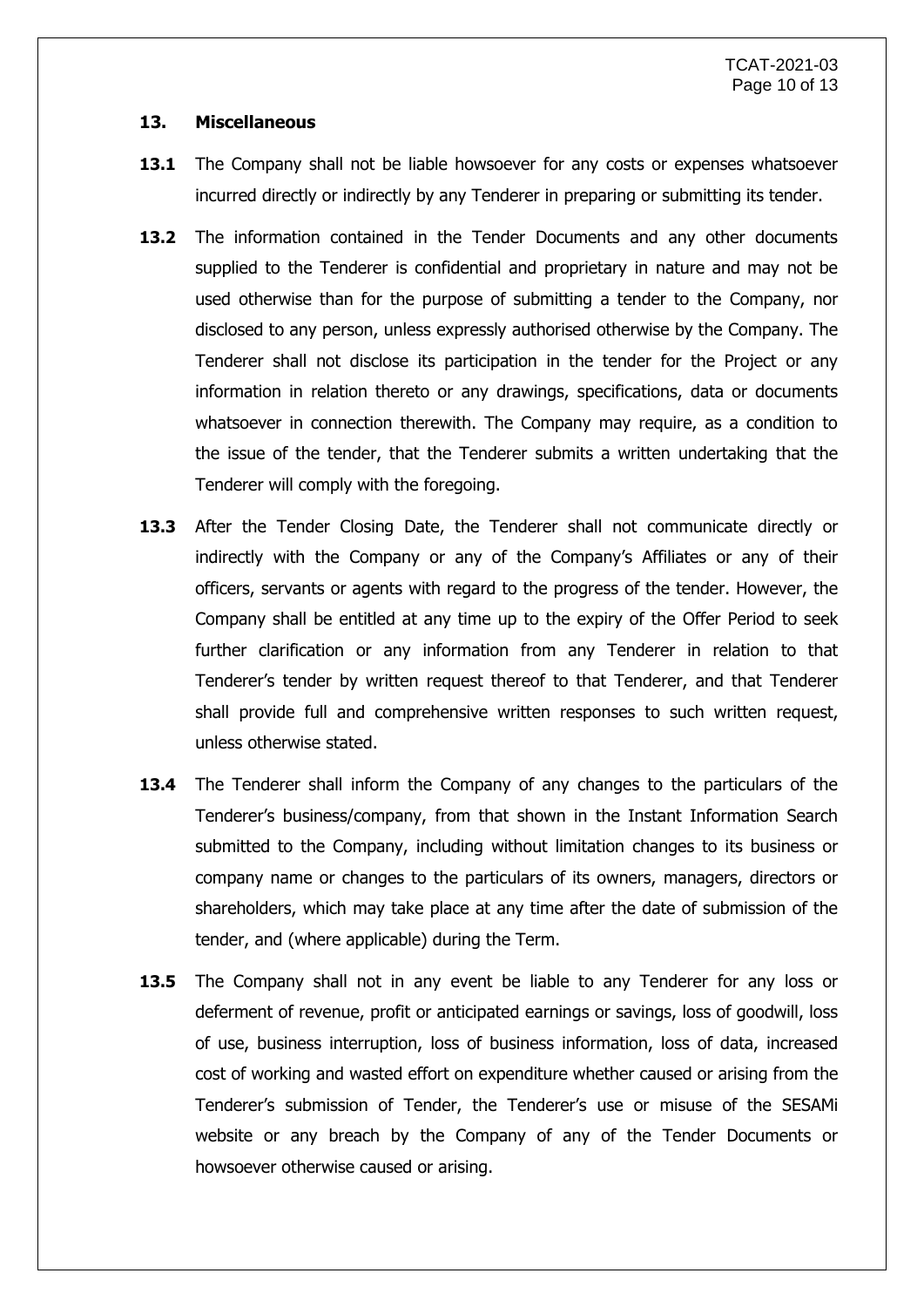## 13. Miscellaneous

**13.1** The Company shall not be liable howsoever for any costs or expenses whatsoever incurred directly or indirectly by any Tenderer in preparing or submitting its tender.

**13.2** The information contained in the Tender Documents and any other documents supplied to the Tenderer is confidential and proprietary in nature and may not be used otherwise than for the purpose of submitting a tender to the Company, nor disclosed to any person, unless expressly authorised otherwise by the Company. The Tenderer shall not disclose its participation in the tender for the Project or any information in relation thereto or any drawings, specifications, data or documents whatsoever in connection therewith. The Company may require, as a condition to the issue of the tender, that the Tenderer submits a written undertaking that the Tenderer will comply with the foregoing.

**13.3** After the Tender Closing Date, the Tenderer shall not communicate directly or indirectly with the Company or any of the Company's Affiliates or any of their officers, servants or agents with regard to the progress of the tender. However, the Company shall be entitled at any time up to the expiry of the Offer Period to seek further clarification or any information from any Tenderer in relation to that Tenderer's tender by written request thereof to that Tenderer, and that Tenderer shall provide full and comprehensive written responses to such written request, unless otherwise stated.

**13.4** The Tenderer shall inform the Company of any changes to the particulars of the Tenderer's business/company, from that shown in the Instant Information Search submitted to the Company, including without limitation changes to its business or company name or changes to the particulars of its owners, managers, directors or shareholders, which may take place at any time after the date of submission of the tender, and (where applicable) during the Term.

**13.5** The Company shall not in any event be liable to any Tenderer for any loss or deferment of revenue, profit or anticipated earnings or savings, loss of goodwill, loss of use, business interruption, loss of business information, loss of data, increased cost of working and wasted effort on expenditure whether caused or arising from the Tenderer's submission of Tender, the Tenderer's use or misuse of the SESAMi website or any breach by the Company of any of the Tender Documents or howsoever otherwise caused or arising.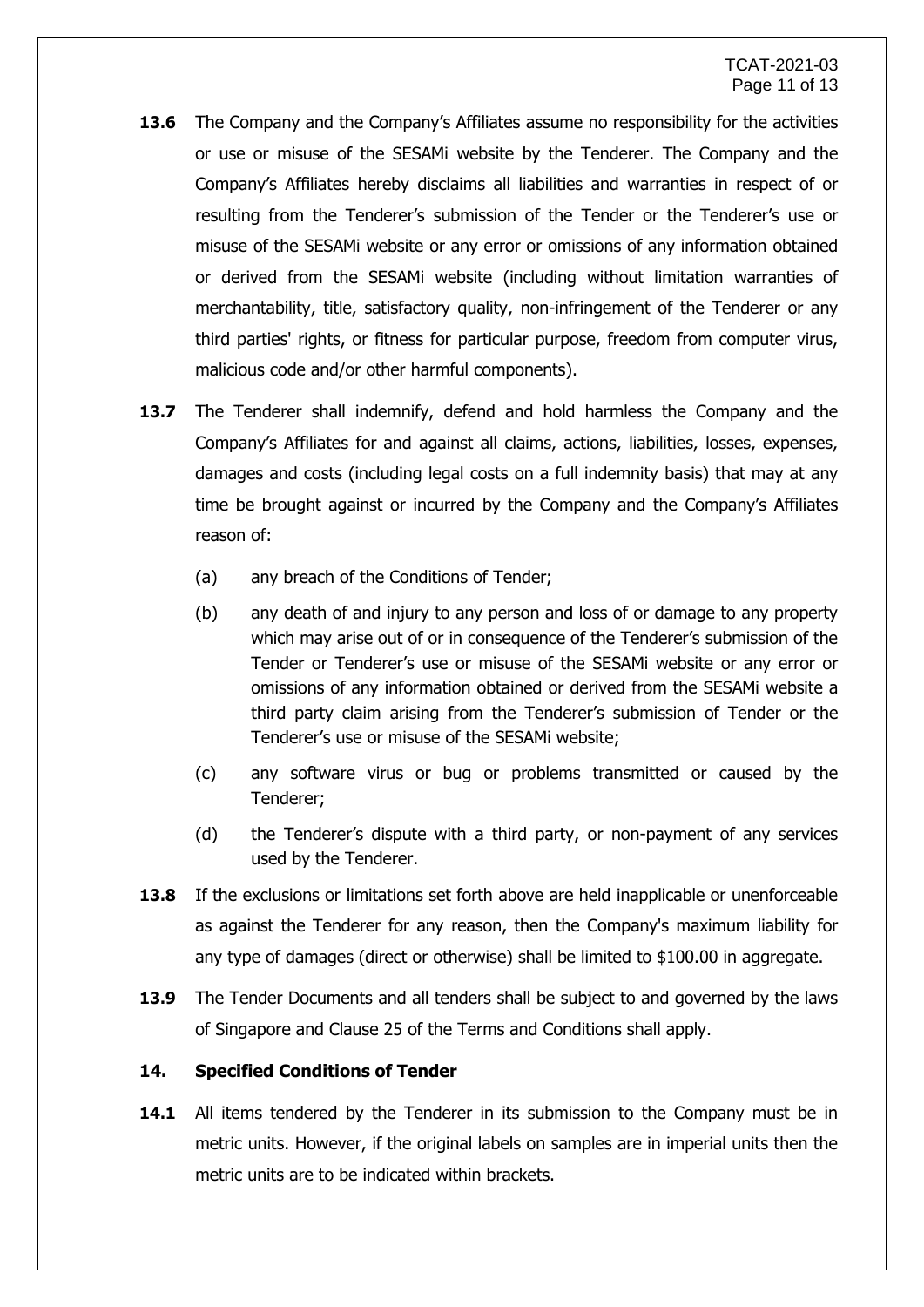**13.6** The Company and the Company's Affiliates assume no responsibility for the activities or use or misuse of the SESAMi website by the Tenderer. The Company and the Company's Affiliates hereby disclaims all liabilities and warranties in respect of or resulting from the Tenderer's submission of the Tender or the Tenderer's use or misuse of the SESAMi website or any error or omissions of any information obtained or derived from the SESAMi website (including without limitation warranties of merchantability, title, satisfactory quality, non-infringement of the Tenderer or any third parties' rights, or fitness for particular purpose, freedom from computer virus, malicious code and/or other harmful components).

**13.7** The Tenderer shall indemnify, defend and hold harmless the Company and the Company's Affiliates for and against all claims, actions, liabilities, losses, expenses, damages and costs (including legal costs on a full indemnity basis) that may at any time be brought against or incurred by the Company and the Company's Affiliates reason of:

(a) any breach of the Conditions of Tender;

(b) any death of and injury to any person and loss of or damage to any property which may arise out of or in consequence of the Tenderer's submission of the Tender or Tenderer's use or misuse of the SESAMi website or any error or omissions of any information obtained or derived from the SESAMi website a third party claim arising from the Tenderer's submission of Tender or the Tenderer's use or misuse of the SESAMi website;

(c) any software virus or bug or problems transmitted or caused by the Tenderer;

(d) the Tenderer's dispute with a third party, or non-payment of any services used by the Tenderer.

**13.8** If the exclusions or limitations set forth above are held inapplicable or unenforceable as against the Tenderer for any reason, then the Company's maximum liability for any type of damages (direct or otherwise) shall be limited to $100.00 in aggregate.

**13.9** The Tender Documents and all tenders shall be subject to and governed by the laws of Singapore and Clause 25 of the Terms and Conditions shall apply.

## 14. Specified Conditions of Tender

**14.1** All items tendered by the Tenderer in its submission to the Company must be in metric units. However, if the original labels on samples are in imperial units then the metric units are to be indicated within brackets.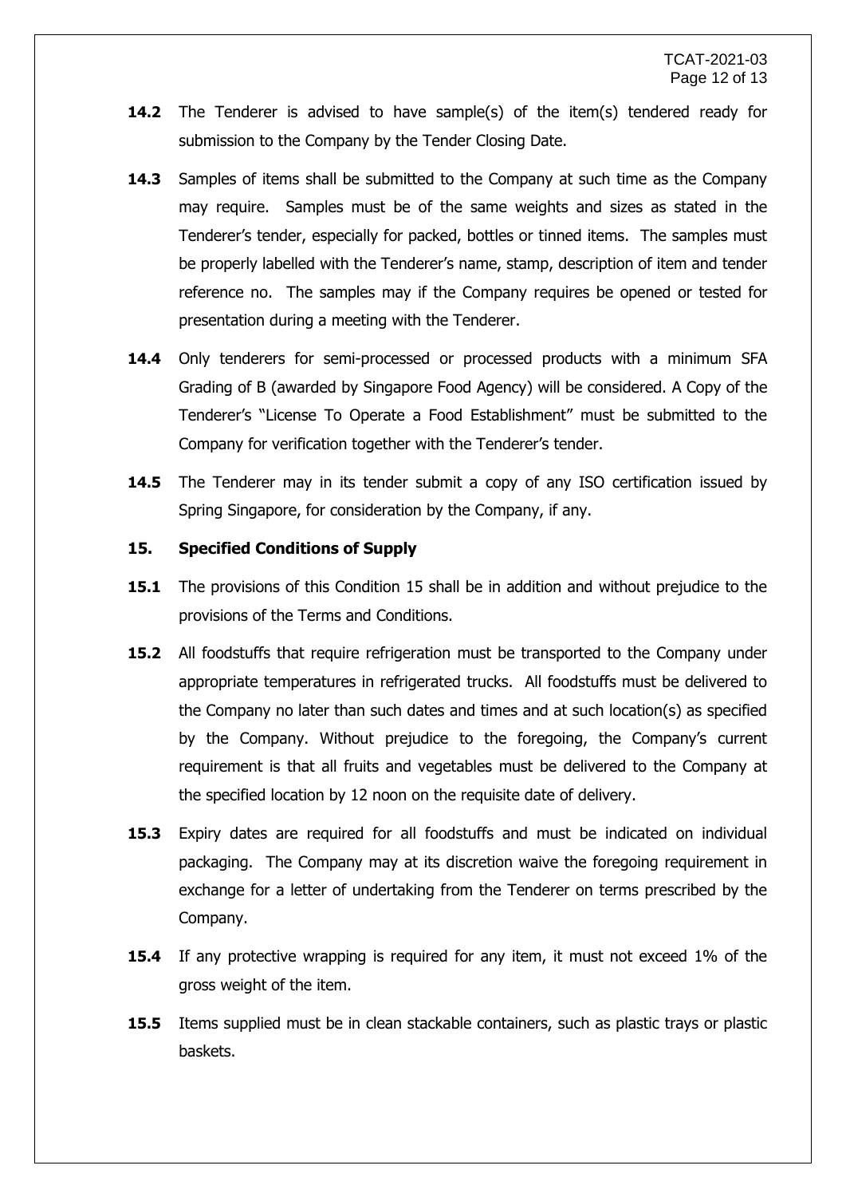**14.2** The Tenderer is advised to have sample(s) of the item(s) tendered ready for submission to the Company by the Tender Closing Date.

**14.3** Samples of items shall be submitted to the Company at such time as the Company may require. Samples must be of the same weights and sizes as stated in the Tenderer's tender, especially for packed, bottles or tinned items. The samples must be properly labelled with the Tenderer's name, stamp, description of item and tender reference no. The samples may if the Company requires be opened or tested for presentation during a meeting with the Tenderer.

**14.4** Only tenderers for semi-processed or processed products with a minimum SFA Grading of B (awarded by Singapore Food Agency) will be considered. A Copy of the Tenderer's "License To Operate a Food Establishment" must be submitted to the Company for verification together with the Tenderer's tender.

**14.5** The Tenderer may in its tender submit a copy of any ISO certification issued by Spring Singapore, for consideration by the Company, if any.

## 15. Specified Conditions of Supply

**15.1** The provisions of this Condition 15 shall be in addition and without prejudice to the provisions of the Terms and Conditions.

**15.2** All foodstuffs that require refrigeration must be transported to the Company under appropriate temperatures in refrigerated trucks. All foodstuffs must be delivered to the Company no later than such dates and times and at such location(s) as specified by the Company. Without prejudice to the foregoing, the Company's current requirement is that all fruits and vegetables must be delivered to the Company at the specified location by 12 noon on the requisite date of delivery.

**15.3** Expiry dates are required for all foodstuffs and must be indicated on individual packaging. The Company may at its discretion waive the foregoing requirement in exchange for a letter of undertaking from the Tenderer on terms prescribed by the Company.

**15.4** If any protective wrapping is required for any item, it must not exceed 1% of the gross weight of the item.

**15.5** Items supplied must be in clean stackable containers, such as plastic trays or plastic baskets.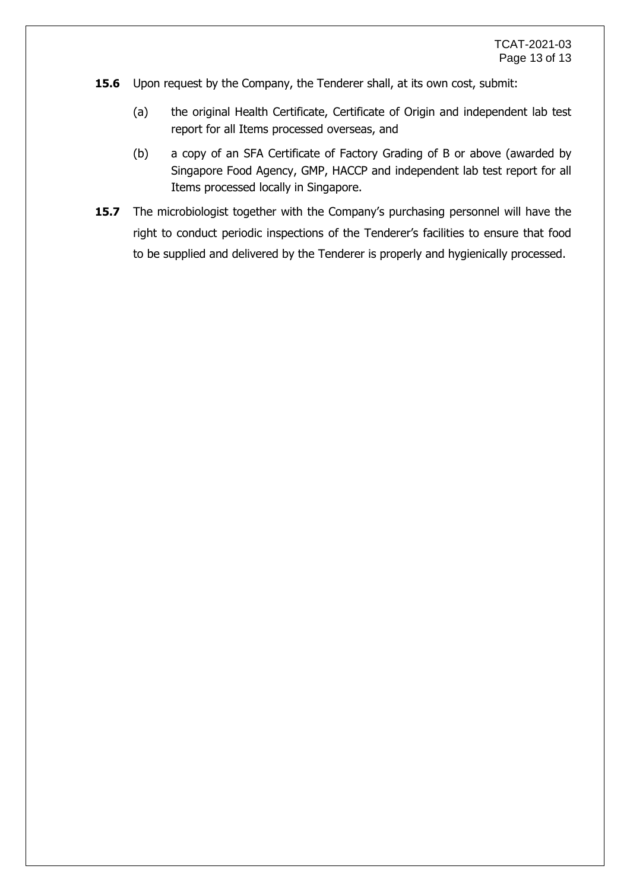**15.6** Upon request by the Company, the Tenderer shall, at its own cost, submit:

(a) the original Health Certificate, Certificate of Origin and independent lab test report for all Items processed overseas, and

(b) a copy of an SFA Certificate of Factory Grading of B or above (awarded by Singapore Food Agency, GMP, HACCP and independent lab test report for all Items processed locally in Singapore.

**15.7** The microbiologist together with the Company's purchasing personnel will have the right to conduct periodic inspections of the Tenderer's facilities to ensure that food to be supplied and delivered by the Tenderer is properly and hygienically processed.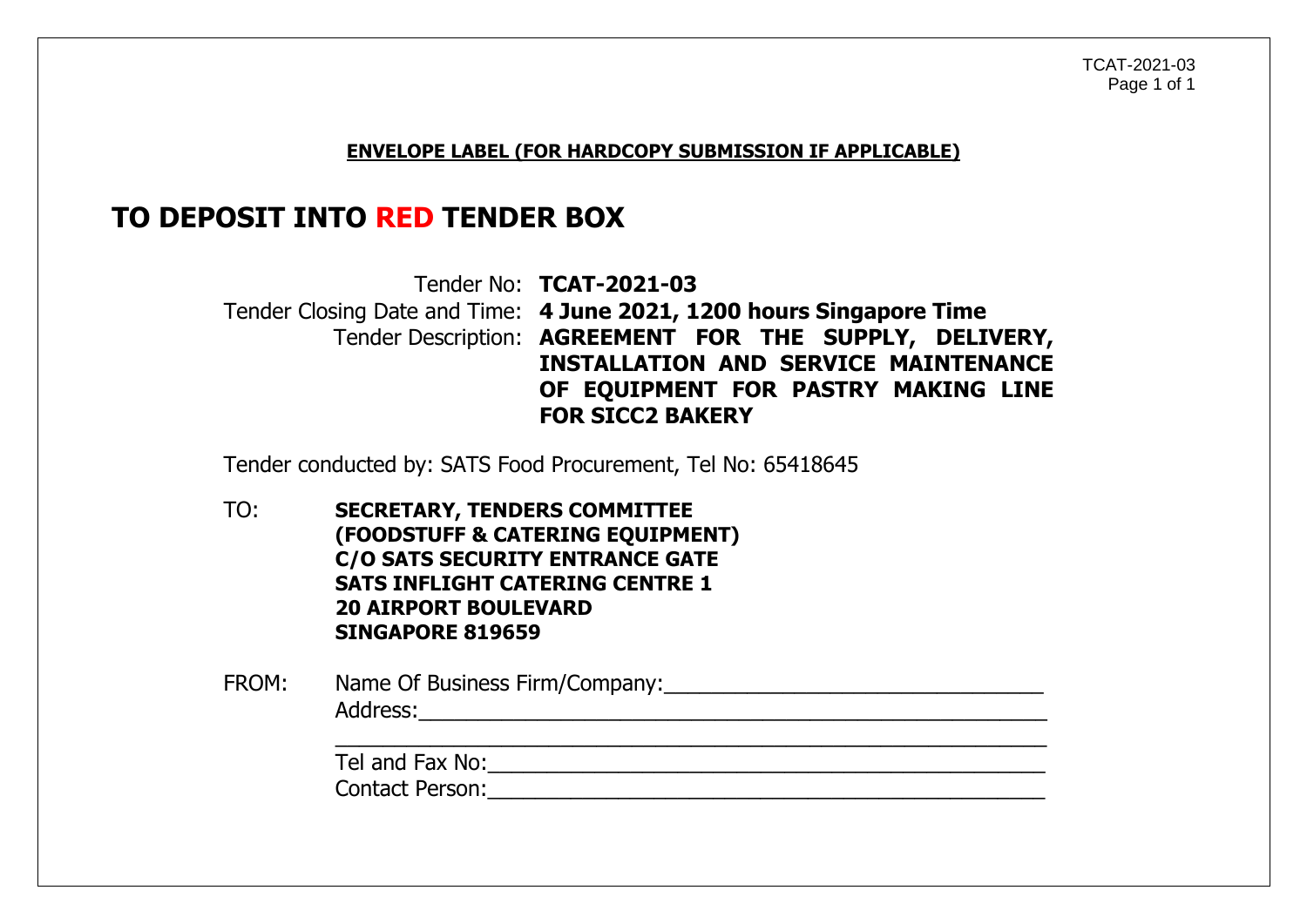**ENVELOPE LABEL (FOR HARDCOPY SUBMISSION IF APPLICABLE)**

# TO DEPOSIT INTO RED TENDER BOX

Tender No: **TCAT-2021-03**
Tender Closing Date and Time: **4 June 2021, 1200 hours Singapore Time**
Tender Description: **AGREEMENT FOR THE SUPPLY, DELIVERY, INSTALLATION AND SERVICE MAINTENANCE OF EQUIPMENT FOR PASTRY MAKING LINE FOR SICC2 BAKERY**

Tender conducted by: SATS Food Procurement, Tel No: 65418645

TO: **SECRETARY, TENDERS COMMITTEE**
**(FOODSTUFF & CATERING EQUIPMENT)**
**C/O SATS SECURITY ENTRANCE GATE**
**SATS INFLIGHT CATERING CENTRE 1**
**20 AIRPORT BOULEVARD**
**SINGAPORE 819659**

FROM: Name Of Business Firm/Company:_______________________________
Address:_____________________________________________________
_____________________________________________________________
Tel and Fax No:_______________________________________________
Contact Person:_______________________________________________